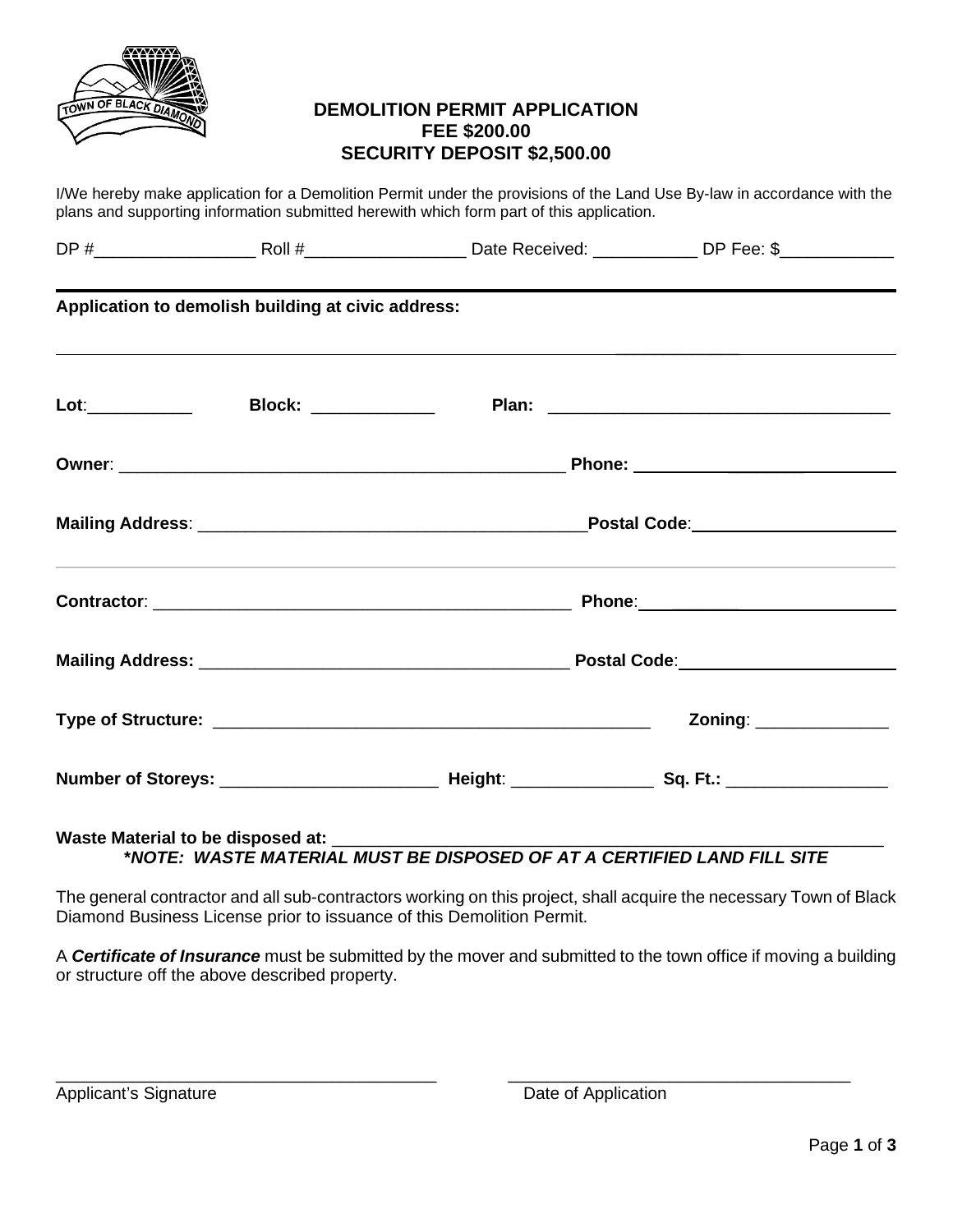# DEMOLITION PERMIT APPLICATION
## FEE $200.00
## SECURITY DEPOSIT $2,500.00

I/We hereby make application for a Demolition Permit under the provisions of the Land Use By-law in accordance with the plans and supporting information submitted herewith which form part of this application.

DP #_________________ Roll #_________________ Date Received: ___________ DP Fee: $____________

---

**Application to demolish building at civic address:**

_______________________________________________________________________________

**Lot**:___________ **Block:** _____________ **Plan:** ____________________________________

**Owner**: ________________________________________________ **Phone:** ___________________________

**Mailing Address**: __________________________________________**Postal Code**:_____________________

---

**Contractor**: _____________________________________________ **Phone**:___________________________

**Mailing Address:** _______________________________________ **Postal Code**:_______________________

**Type of Structure:** _______________________________________________ **Zoning**: ______________

**Number of Storeys:** ______________________ **Height**: _______________ **Sq. Ft.:** _________________

**Waste Material to be disposed at:** ____________________________________________________________

***\*NOTE: WASTE MATERIAL MUST BE DISPOSED OF AT A CERTIFIED LAND FILL SITE***

The general contractor and all sub-contractors working on this project, shall acquire the necessary Town of Black Diamond Business License prior to issuance of this Demolition Permit.

A ***Certificate of Insurance*** must be submitted by the mover and submitted to the town office if moving a building or structure off the above described property.

_________________________________________ _____________________________________

Applicant's Signature Date of Application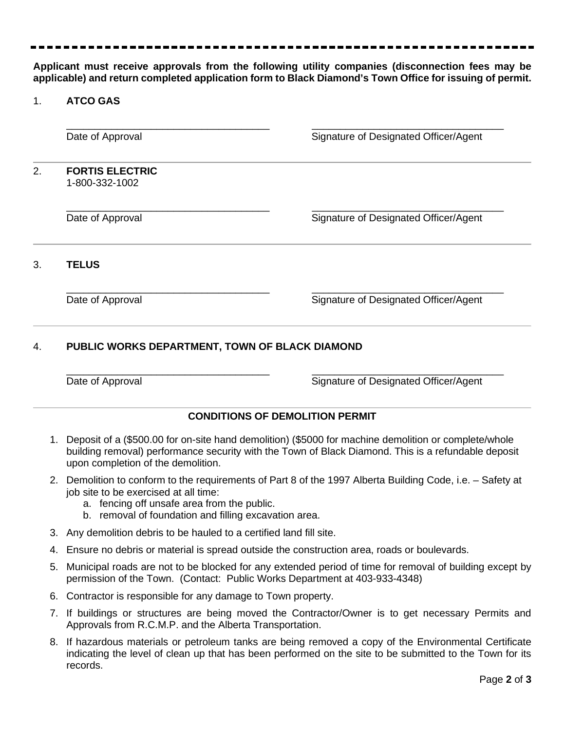**Applicant must receive approvals from the following utility companies (disconnection fees may be applicable) and return completed application form to Black Diamond's Town Office for issuing of permit.**

1. **ATCO GAS**

   ______________________________ Date of Approval

   ______________________________ Signature of Designated Officer/Agent

2. **FORTIS ELECTRIC**
   1-800-332-1002

   ______________________________ Date of Approval

   ______________________________ Signature of Designated Officer/Agent

3. **TELUS**

   ______________________________ Date of Approval

   ______________________________ Signature of Designated Officer/Agent

4. **PUBLIC WORKS DEPARTMENT, TOWN OF BLACK DIAMOND**

   ______________________________ Date of Approval

   ______________________________ Signature of Designated Officer/Agent

## CONDITIONS OF DEMOLITION PERMIT

1. Deposit of a ($500.00 for on-site hand demolition) ($5000 for machine demolition or complete/whole building removal) performance security with the Town of Black Diamond. This is a refundable deposit upon completion of the demolition.
2. Demolition to conform to the requirements of Part 8 of the 1997 Alberta Building Code, i.e. – Safety at job site to be exercised at all time:
   a. fencing off unsafe area from the public.
   b. removal of foundation and filling excavation area.
3. Any demolition debris to be hauled to a certified land fill site.
4. Ensure no debris or material is spread outside the construction area, roads or boulevards.
5. Municipal roads are not to be blocked for any extended period of time for removal of building except by permission of the Town. (Contact: Public Works Department at 403-933-4348)
6. Contractor is responsible for any damage to Town property.
7. If buildings or structures are being moved the Contractor/Owner is to get necessary Permits and Approvals from R.C.M.P. and the Alberta Transportation.
8. If hazardous materials or petroleum tanks are being removed a copy of the Environmental Certificate indicating the level of clean up that has been performed on the site to be submitted to the Town for its records.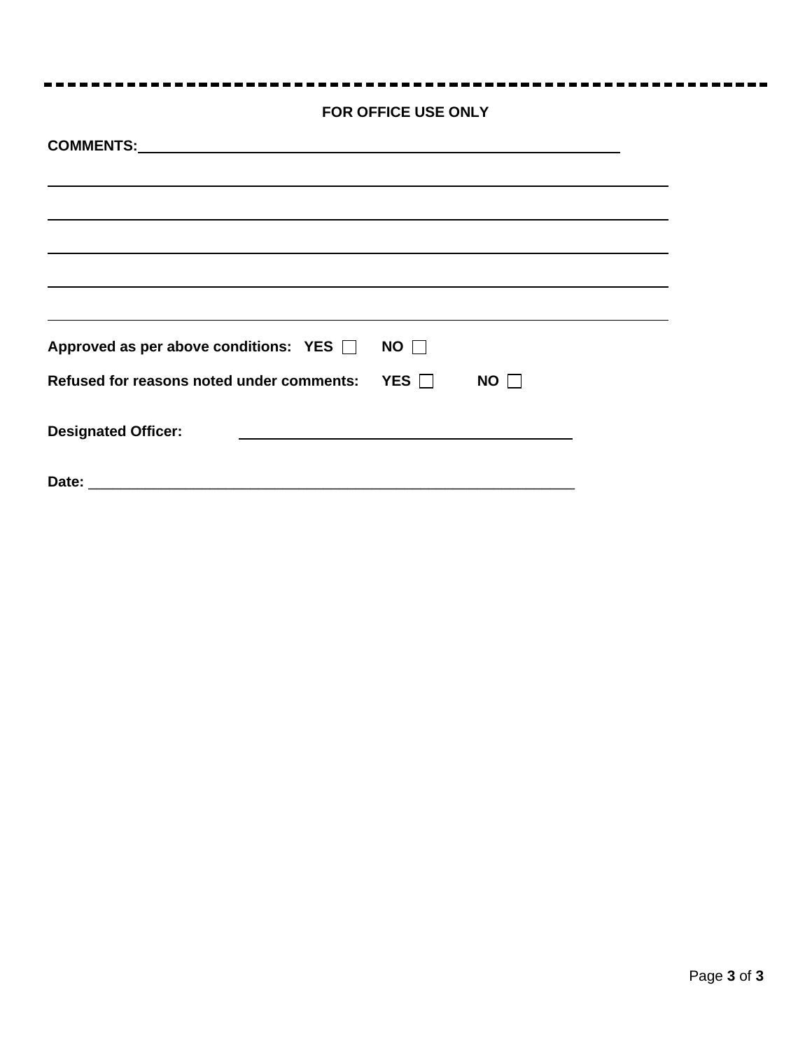---

**FOR OFFICE USE ONLY**

**COMMENTS:** \_\_\_\_\_\_\_\_\_\_\_\_\_\_\_\_\_\_\_\_\_\_\_\_\_\_\_\_\_\_\_\_\_\_\_\_\_\_\_\_\_\_\_\_\_\_\_\_\_\_\_\_

\_\_\_\_\_\_\_\_\_\_\_\_\_\_\_\_\_\_\_\_\_\_\_\_\_\_\_\_\_\_\_\_\_\_\_\_\_\_\_\_\_\_\_\_\_\_\_\_\_\_\_\_\_\_\_\_\_\_\_\_\_\_

\_\_\_\_\_\_\_\_\_\_\_\_\_\_\_\_\_\_\_\_\_\_\_\_\_\_\_\_\_\_\_\_\_\_\_\_\_\_\_\_\_\_\_\_\_\_\_\_\_\_\_\_\_\_\_\_\_\_\_\_\_\_

\_\_\_\_\_\_\_\_\_\_\_\_\_\_\_\_\_\_\_\_\_\_\_\_\_\_\_\_\_\_\_\_\_\_\_\_\_\_\_\_\_\_\_\_\_\_\_\_\_\_\_\_\_\_\_\_\_\_\_\_\_\_

\_\_\_\_\_\_\_\_\_\_\_\_\_\_\_\_\_\_\_\_\_\_\_\_\_\_\_\_\_\_\_\_\_\_\_\_\_\_\_\_\_\_\_\_\_\_\_\_\_\_\_\_\_\_\_\_\_\_\_\_\_\_

\_\_\_\_\_\_\_\_\_\_\_\_\_\_\_\_\_\_\_\_\_\_\_\_\_\_\_\_\_\_\_\_\_\_\_\_\_\_\_\_\_\_\_\_\_\_\_\_\_\_\_\_\_\_\_\_\_\_\_\_\_\_

**Approved as per above conditions: YES ☐ NO ☐**

**Refused for reasons noted under comments: YES ☐ NO ☐**

**Designated Officer:** \_\_\_\_\_\_\_\_\_\_\_\_\_\_\_\_\_\_\_\_\_\_\_\_\_\_\_\_\_\_\_\_\_\_\_\_\_\_\_\_

**Date:** \_\_\_\_\_\_\_\_\_\_\_\_\_\_\_\_\_\_\_\_\_\_\_\_\_\_\_\_\_\_\_\_\_\_\_\_\_\_\_\_\_\_\_\_\_\_\_\_\_\_\_\_\_\_